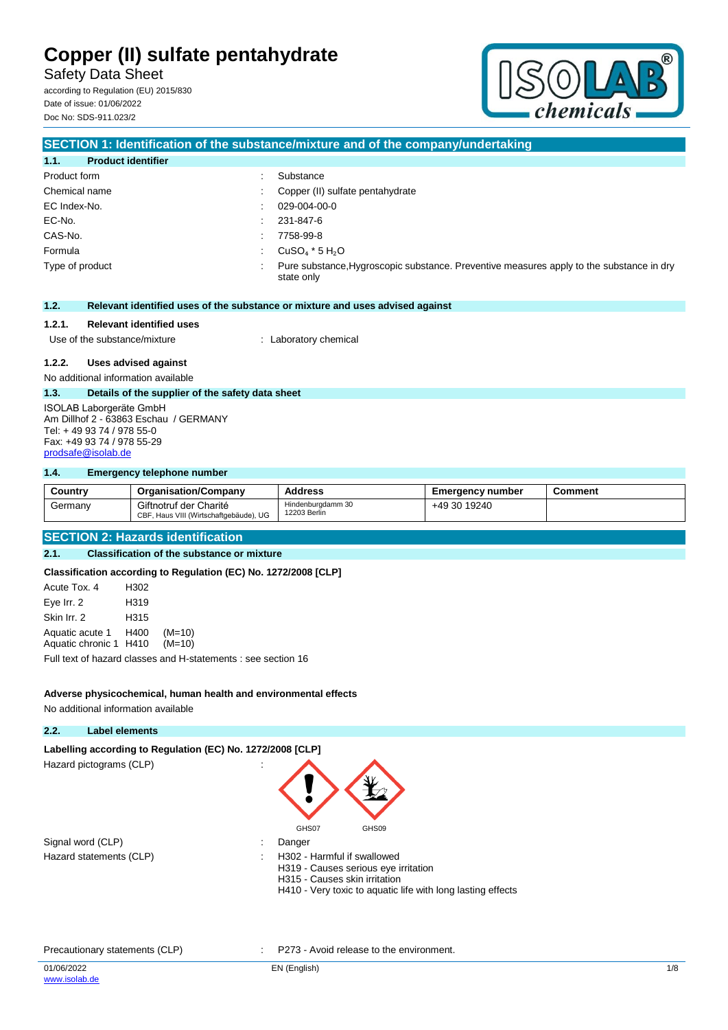# Copper (II) sulfate pentahydrate

Safety Data Sheet

according to Regulation (EU) 2015/830
Date of issue: 01/06/2022
Doc No: SDS-911.023/2

## SECTION 1: Identification of the substance/mixture and of the company/undertaking

### 1.1. Product identifier

| | | |
|---|---|---|
| Product form | : | Substance |
| Chemical name | : | Copper (II) sulfate pentahydrate |
| EC Index-No. | : | 029-004-00-0 |
| EC-No. | : | 231-847-6 |
| CAS-No. | : | 7758-99-8 |
| Formula | : | $CuSO_4 * 5 H_2O$ |
| Type of product | : | Pure substance,Hygroscopic substance. Preventive measures apply to the substance in dry state only |

### 1.2. Relevant identified uses of the substance or mixture and uses advised against

#### 1.2.1. Relevant identified uses

Use of the substance/mixture : Laboratory chemical

#### 1.2.2. Uses advised against

No additional information available

### 1.3. Details of the supplier of the safety data sheet

ISOLAB Laborgeräte GmbH
Am Dillhof 2 - 63863 Eschau / GERMANY
Tel: + 49 93 74 / 978 55-0
Fax: +49 93 74 / 978 55-29
prodsafe@isolab.de

### 1.4. Emergency telephone number

| Country | Organisation/Company | Address | Emergency number | Comment |
|---|---|---|---|---|
| Germany | Giftnotruf der Charité CBF, Haus VIII (Wirtschaftgebäude), UG | Hindenburgdamm 30 12203 Berlin | +49 30 19240 | |

## SECTION 2: Hazards identification

### 2.1. Classification of the substance or mixture

**Classification according to Regulation (EC) No. 1272/2008 [CLP]**

| | | |
|---|---|---|
| Acute Tox. 4 | H302 | |
| Eye Irr. 2 | H319 | |
| Skin Irr. 2 | H315 | |
| Aquatic acute 1 | H400 | (M=10) |
| Aquatic chronic 1 | H410 | (M=10) |

Full text of hazard classes and H-statements : see section 16

**Adverse physicochemical, human health and environmental effects**

No additional information available

### 2.2. Label elements

**Labelling according to Regulation (EC) No. 1272/2008 [CLP]**

Hazard pictograms (CLP) : GHS07, GHS09

Signal word (CLP) : Danger

Hazard statements (CLP) :
- H302 - Harmful if swallowed
- H319 - Causes serious eye irritation
- H315 - Causes skin irritation
- H410 - Very toxic to aquatic life with long lasting effects

Precautionary statements (CLP) : P273 - Avoid release to the environment.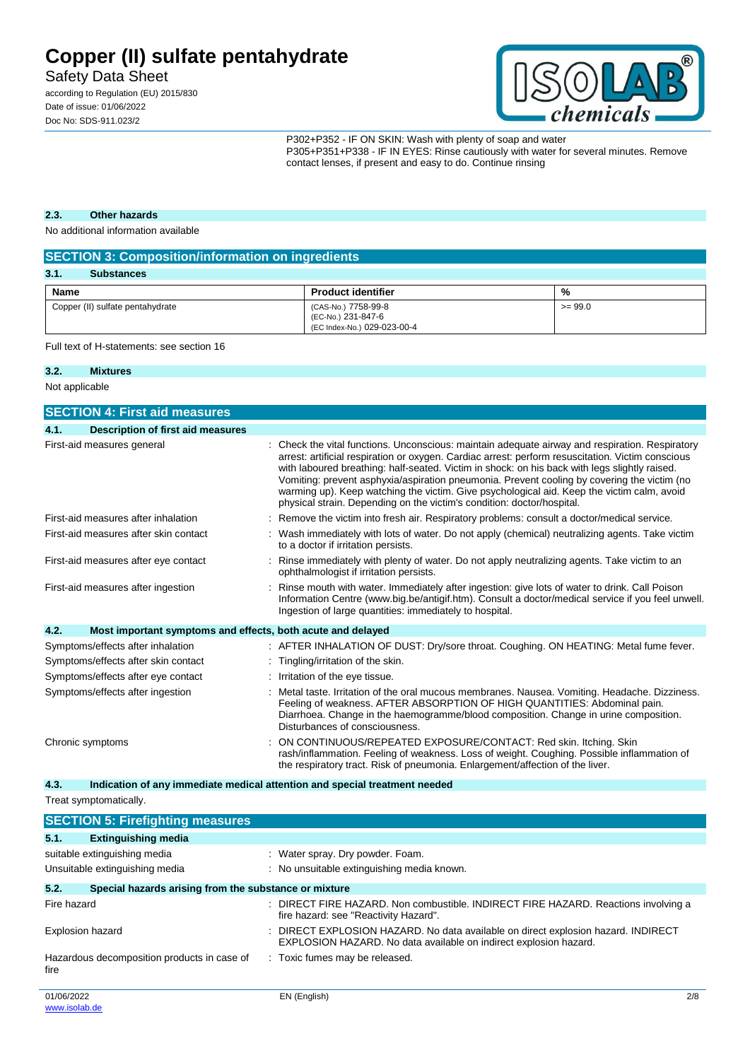P302+P352 - IF ON SKIN: Wash with plenty of soap and water
P305+P351+P338 - IF IN EYES: Rinse cautiously with water for several minutes. Remove contact lenses, if present and easy to do. Continue rinsing

### 2.3. Other hazards

No additional information available

## SECTION 3: Composition/information on ingredients

### 3.1. Substances

| Name | Product identifier | % |
|---|---|---|
| Copper (II) sulfate pentahydrate | (CAS-No.) 7758-99-8<br>(EC-No.) 231-847-6<br>(EC Index-No.) 029-023-00-4 | >= 99.0 |

Full text of H-statements: see section 16

### 3.2. Mixtures

Not applicable

## SECTION 4: First aid measures

### 4.1. Description of first aid measures

| | |
|---|---|
| First-aid measures general | : Check the vital functions. Unconscious: maintain adequate airway and respiration. Respiratory arrest: artificial respiration or oxygen. Cardiac arrest: perform resuscitation. Victim conscious with laboured breathing: half-seated. Victim in shock: on his back with legs slightly raised. Vomiting: prevent asphyxia/aspiration pneumonia. Prevent cooling by covering the victim (no warming up). Keep watching the victim. Give psychological aid. Keep the victim calm, avoid physical strain. Depending on the victim's condition: doctor/hospital. |
| First-aid measures after inhalation | : Remove the victim into fresh air. Respiratory problems: consult a doctor/medical service. |
| First-aid measures after skin contact | : Wash immediately with lots of water. Do not apply (chemical) neutralizing agents. Take victim to a doctor if irritation persists. |
| First-aid measures after eye contact | : Rinse immediately with plenty of water. Do not apply neutralizing agents. Take victim to an ophthalmologist if irritation persists. |
| First-aid measures after ingestion | : Rinse mouth with water. Immediately after ingestion: give lots of water to drink. Call Poison Information Centre (www.big.be/antigif.htm). Consult a doctor/medical service if you feel unwell. Ingestion of large quantities: immediately to hospital. |

### 4.2. Most important symptoms and effects, both acute and delayed

| | |
|---|---|
| Symptoms/effects after inhalation | : AFTER INHALATION OF DUST: Dry/sore throat. Coughing. ON HEATING: Metal fume fever. |
| Symptoms/effects after skin contact | : Tingling/irritation of the skin. |
| Symptoms/effects after eye contact | : Irritation of the eye tissue. |
| Symptoms/effects after ingestion | : Metal taste. Irritation of the oral mucous membranes. Nausea. Vomiting. Headache. Dizziness. Feeling of weakness. AFTER ABSORPTION OF HIGH QUANTITIES: Abdominal pain. Diarrhoea. Change in the haemogramme/blood composition. Change in urine composition. Disturbances of consciousness. |
| Chronic symptoms | : ON CONTINUOUS/REPEATED EXPOSURE/CONTACT: Red skin. Itching. Skin rash/inflammation. Feeling of weakness. Loss of weight. Coughing. Possible inflammation of the respiratory tract. Risk of pneumonia. Enlargement/affection of the liver. |

### 4.3. Indication of any immediate medical attention and special treatment needed

Treat symptomatically.

## SECTION 5: Firefighting measures

### 5.1. Extinguishing media

| | |
|---|---|
| suitable extinguishing media | : Water spray. Dry powder. Foam. |
| Unsuitable extinguishing media | : No unsuitable extinguishing media known. |

### 5.2. Special hazards arising from the substance or mixture

| | |
|---|---|
| Fire hazard | : DIRECT FIRE HAZARD. Non combustible. INDIRECT FIRE HAZARD. Reactions involving a fire hazard: see "Reactivity Hazard". |
| Explosion hazard | : DIRECT EXPLOSION HAZARD. No data available on direct explosion hazard. INDIRECT EXPLOSION HAZARD. No data available on indirect explosion hazard. |
| Hazardous decomposition products in case of fire | : Toxic fumes may be released. |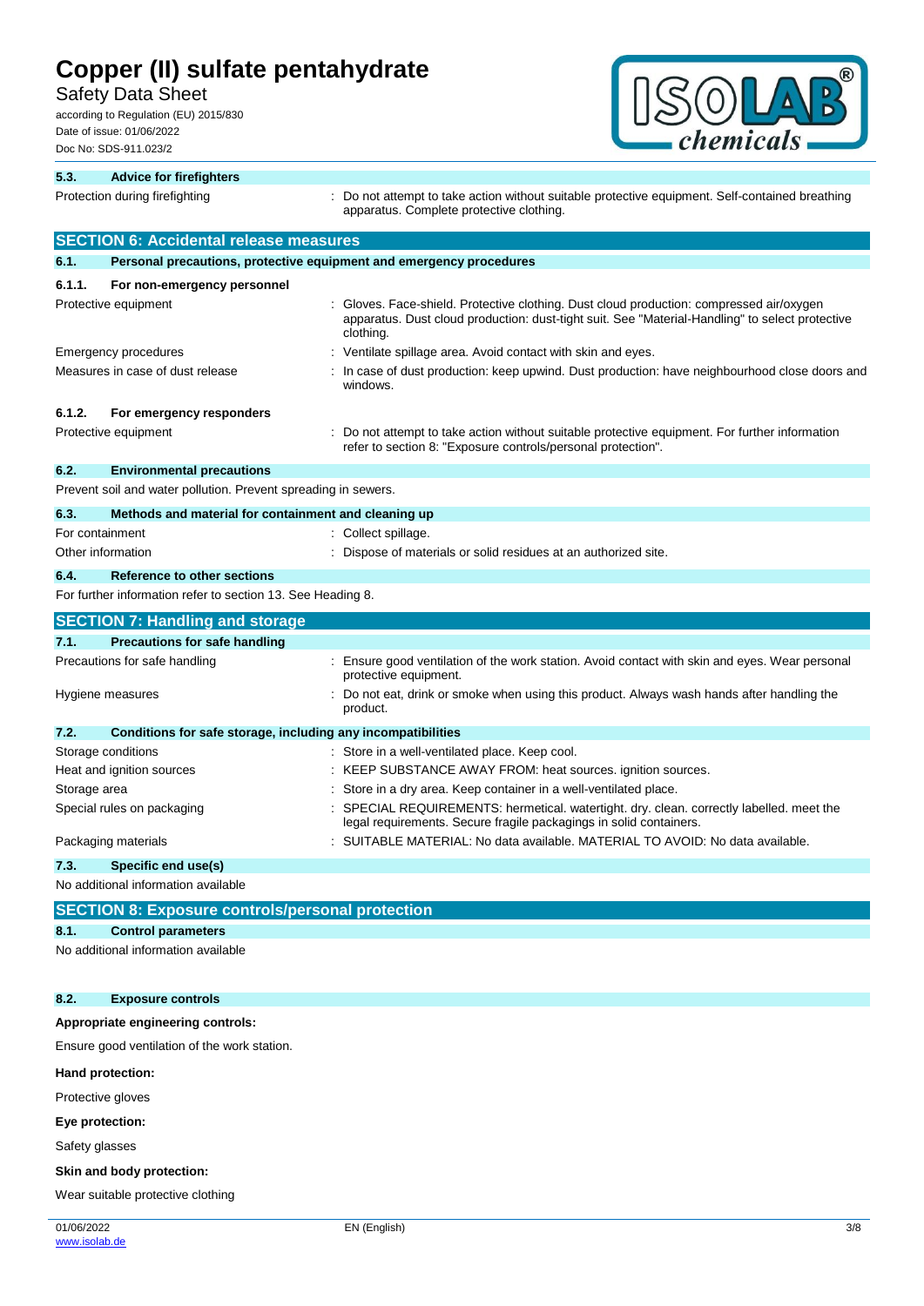### 5.3. Advice for firefighters

| | |
|---|---|
| Protection during firefighting | : Do not attempt to take action without suitable protective equipment. Self-contained breathing apparatus. Complete protective clothing. |

## SECTION 6: Accidental release measures

### 6.1. Personal precautions, protective equipment and emergency procedures

#### 6.1.1. For non-emergency personnel

| | |
|---|---|
| Protective equipment | : Gloves. Face-shield. Protective clothing. Dust cloud production: compressed air/oxygen apparatus. Dust cloud production: dust-tight suit. See "Material-Handling" to select protective clothing. |
| Emergency procedures | : Ventilate spillage area. Avoid contact with skin and eyes. |
| Measures in case of dust release | : In case of dust production: keep upwind. Dust production: have neighbourhood close doors and windows. |

#### 6.1.2. For emergency responders

| | |
|---|---|
| Protective equipment | : Do not attempt to take action without suitable protective equipment. For further information refer to section 8: "Exposure controls/personal protection". |

### 6.2. Environmental precautions

Prevent soil and water pollution. Prevent spreading in sewers.

### 6.3. Methods and material for containment and cleaning up

| | |
|---|---|
| For containment | : Collect spillage. |
| Other information | : Dispose of materials or solid residues at an authorized site. |

### 6.4. Reference to other sections

For further information refer to section 13. See Heading 8.

## SECTION 7: Handling and storage

### 7.1. Precautions for safe handling

| | |
|---|---|
| Precautions for safe handling | : Ensure good ventilation of the work station. Avoid contact with skin and eyes. Wear personal protective equipment. |
| Hygiene measures | : Do not eat, drink or smoke when using this product. Always wash hands after handling the product. |

### 7.2. Conditions for safe storage, including any incompatibilities

| | |
|---|---|
| Storage conditions | : Store in a well-ventilated place. Keep cool. |
| Heat and ignition sources | : KEEP SUBSTANCE AWAY FROM: heat sources. ignition sources. |
| Storage area | : Store in a dry area. Keep container in a well-ventilated place. |
| Special rules on packaging | : SPECIAL REQUIREMENTS: hermetical. watertight. dry. clean. correctly labelled. meet the legal requirements. Secure fragile packagings in solid containers. |
| Packaging materials | : SUITABLE MATERIAL: No data available. MATERIAL TO AVOID: No data available. |

### 7.3. Specific end use(s)

No additional information available

## SECTION 8: Exposure controls/personal protection

### 8.1. Control parameters

No additional information available

### 8.2. Exposure controls

**Appropriate engineering controls:**

Ensure good ventilation of the work station.

**Hand protection:**

Protective gloves

**Eye protection:**

Safety glasses

**Skin and body protection:**

Wear suitable protective clothing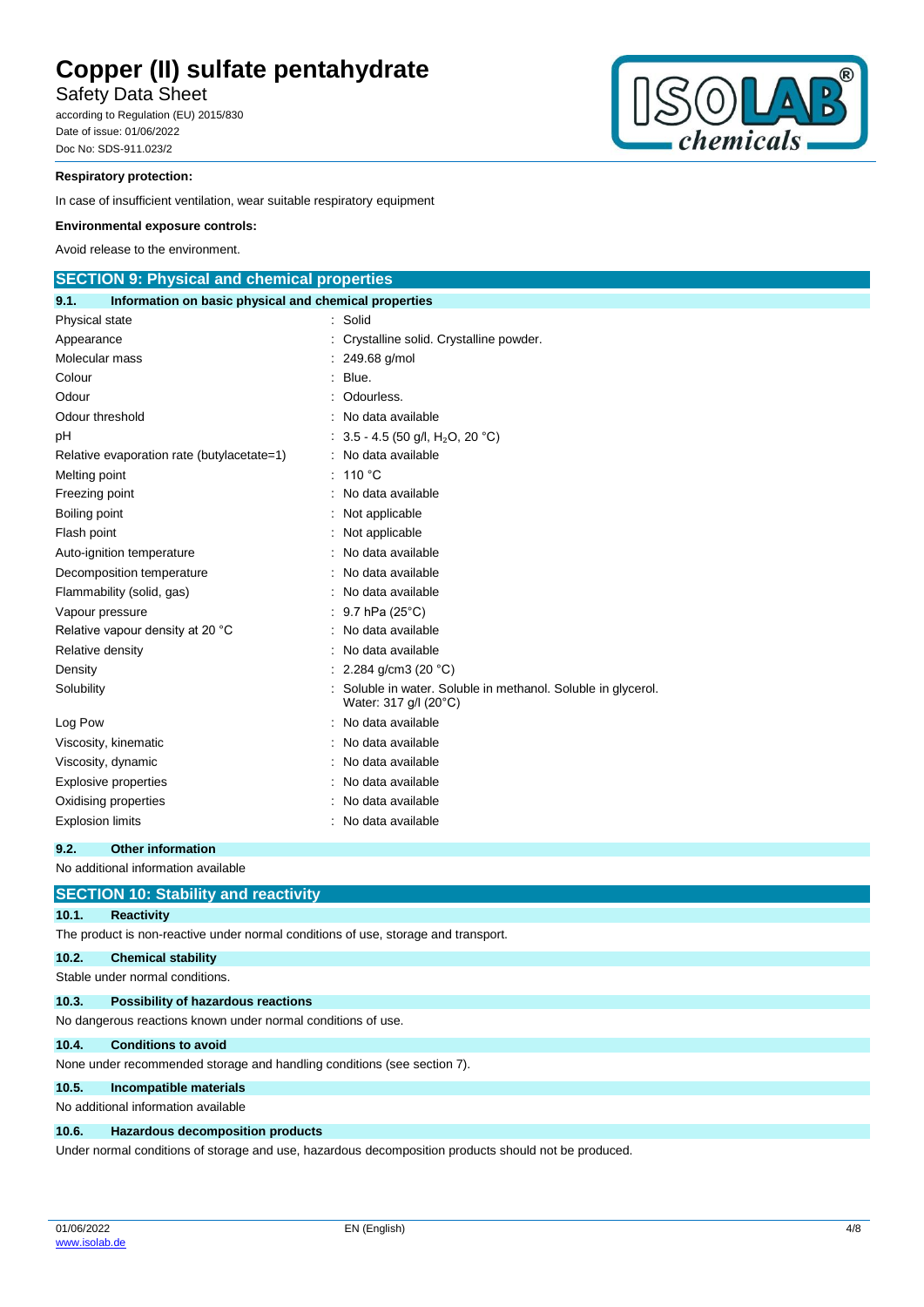**Respiratory protection:**

In case of insufficient ventilation, wear suitable respiratory equipment

**Environmental exposure controls:**

Avoid release to the environment.

## SECTION 9: Physical and chemical properties

### 9.1. Information on basic physical and chemical properties

| | |
|---|---|
| Physical state | : Solid |
| Appearance | : Crystalline solid. Crystalline powder. |
| Molecular mass | : 249.68 g/mol |
| Colour | : Blue. |
| Odour | : Odourless. |
| Odour threshold | : No data available |
| pH | : 3.5 - 4.5 (50 g/l, $H_2O$, 20 °C) |
| Relative evaporation rate (butylacetate=1) | : No data available |
| Melting point | : 110 °C |
| Freezing point | : No data available |
| Boiling point | : Not applicable |
| Flash point | : Not applicable |
| Auto-ignition temperature | : No data available |
| Decomposition temperature | : No data available |
| Flammability (solid, gas) | : No data available |
| Vapour pressure | : 9.7 hPa (25°C) |
| Relative vapour density at 20 °C | : No data available |
| Relative density | : No data available |
| Density | : 2.284 g/cm3 (20 °C) |
| Solubility | : Soluble in water. Soluble in methanol. Soluble in glycerol. Water: 317 g/l (20°C) |
| Log Pow | : No data available |
| Viscosity, kinematic | : No data available |
| Viscosity, dynamic | : No data available |
| Explosive properties | : No data available |
| Oxidising properties | : No data available |
| Explosion limits | : No data available |

### 9.2. Other information

No additional information available

## SECTION 10: Stability and reactivity

### 10.1. Reactivity

The product is non-reactive under normal conditions of use, storage and transport.

### 10.2. Chemical stability

Stable under normal conditions.

### 10.3. Possibility of hazardous reactions

No dangerous reactions known under normal conditions of use.

### 10.4. Conditions to avoid

None under recommended storage and handling conditions (see section 7).

### 10.5. Incompatible materials

No additional information available

### 10.6. Hazardous decomposition products

Under normal conditions of storage and use, hazardous decomposition products should not be produced.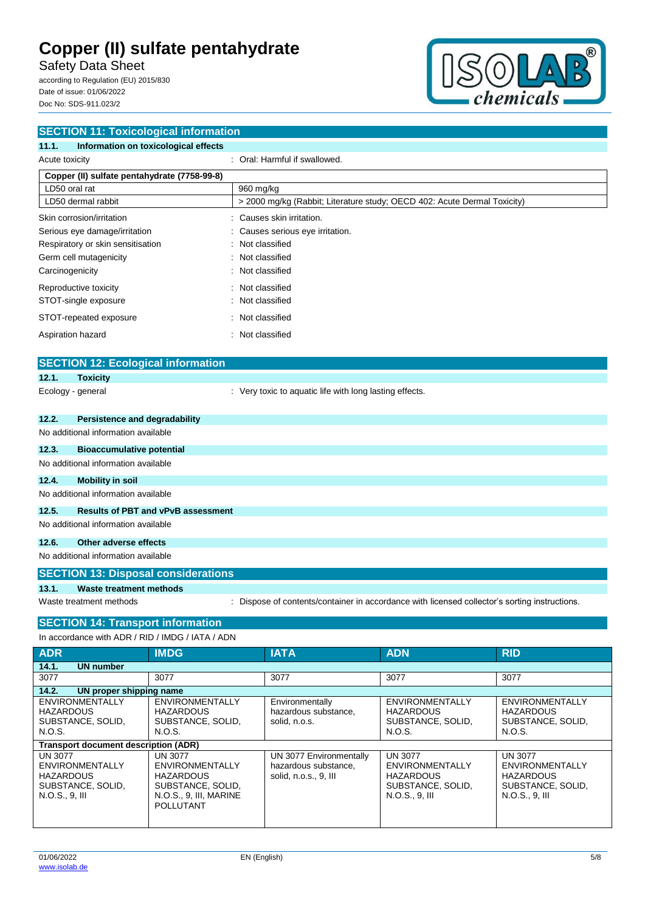## SECTION 11: Toxicological information

### 11.1. Information on toxicological effects

Acute toxicity : Oral: Harmful if swallowed.

| Copper (II) sulfate pentahydrate (7758-99-8) | |
|---|---|
| LD50 oral rat | 960 mg/kg |
| LD50 dermal rabbit | > 2000 mg/kg (Rabbit; Literature study; OECD 402: Acute Dermal Toxicity) |

Skin corrosion/irritation : Causes skin irritation.

Serious eye damage/irritation : Causes serious eye irritation.

Respiratory or skin sensitisation : Not classified

Germ cell mutagenicity : Not classified

Carcinogenicity : Not classified

Reproductive toxicity : Not classified

STOT-single exposure : Not classified

STOT-repeated exposure : Not classified

Aspiration hazard : Not classified

## SECTION 12: Ecological information

### 12.1. Toxicity

Ecology - general : Very toxic to aquatic life with long lasting effects.

### 12.2. Persistence and degradability

No additional information available

### 12.3. Bioaccumulative potential

No additional information available

### 12.4. Mobility in soil

No additional information available

### 12.5. Results of PBT and vPvB assessment

No additional information available

### 12.6. Other adverse effects

No additional information available

## SECTION 13: Disposal considerations

### 13.1. Waste treatment methods

Waste treatment methods : Dispose of contents/container in accordance with licensed collector's sorting instructions.

## SECTION 14: Transport information

In accordance with ADR / RID / IMDG / IATA / ADN

| ADR | IMDG | IATA | ADN | RID |
|---|---|---|---|---|
| **14.1. UN number** | | | | |
| 3077 | 3077 | 3077 | 3077 | 3077 |
| **14.2. UN proper shipping name** | | | | |
| ENVIRONMENTALLY HAZARDOUS SUBSTANCE, SOLID, N.O.S. | ENVIRONMENTALLY HAZARDOUS SUBSTANCE, SOLID, N.O.S. | Environmentally hazardous substance, solid, n.o.s. | ENVIRONMENTALLY HAZARDOUS SUBSTANCE, SOLID, N.O.S. | ENVIRONMENTALLY HAZARDOUS SUBSTANCE, SOLID, N.O.S. |
| **Transport document description (ADR)** | | | | |
| UN 3077 ENVIRONMENTALLY HAZARDOUS SUBSTANCE, SOLID, N.O.S., 9, III | UN 3077 ENVIRONMENTALLY HAZARDOUS SUBSTANCE, SOLID, N.O.S., 9, III, MARINE POLLUTANT | UN 3077 Environmentally hazardous substance, solid, n.o.s., 9, III | UN 3077 ENVIRONMENTALLY HAZARDOUS SUBSTANCE, SOLID, N.O.S., 9, III | UN 3077 ENVIRONMENTALLY HAZARDOUS SUBSTANCE, SOLID, N.O.S., 9, III |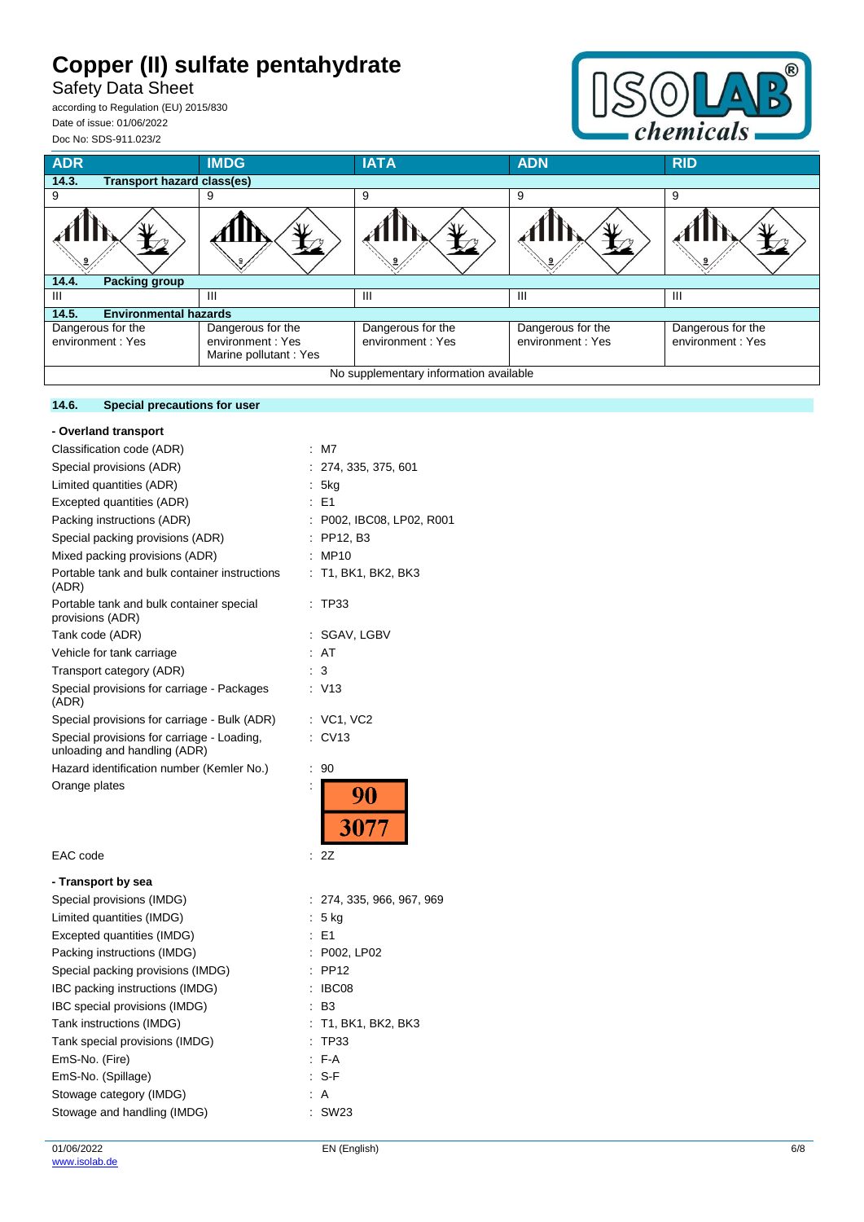| ADR | IMDG | IATA | ADN | RID |
|---|---|---|---|---|
| **14.3. Transport hazard class(es)** | | | | |
| 9 | 9 | 9 | 9 | 9 |
| | | | | |
| **14.4. Packing group** | | | | |
| III | III | III | III | III |
| **14.5. Environmental hazards** | | | | |
| Dangerous for the environment : Yes | Dangerous for the environment : Yes<br>Marine pollutant : Yes | Dangerous for the environment : Yes | Dangerous for the environment : Yes | Dangerous for the environment : Yes |
| No supplementary information available | | | | |

### 14.6. Special precautions for user

**- Overland transport**

Classification code (ADR) : M7

Special provisions (ADR) : 274, 335, 375, 601

Limited quantities (ADR) : 5kg

Excepted quantities (ADR) : E1

Packing instructions (ADR) : P002, IBC08, LP02, R001

Special packing provisions (ADR) : PP12, B3

Mixed packing provisions (ADR) : MP10

Portable tank and bulk container instructions (ADR) : T1, BK1, BK2, BK3

Portable tank and bulk container special provisions (ADR) : TP33

Tank code (ADR) : SGAV, LGBV

Vehicle for tank carriage : AT

Transport category (ADR) : 3

Special provisions for carriage - Packages (ADR) : V13

Special provisions for carriage - Bulk (ADR) : VC1, VC2

Special provisions for carriage - Loading, unloading and handling (ADR) : CV13

Hazard identification number (Kemler No.) : 90

Orange plates :

| 90 |
|---|
| 3077 |

EAC code : 2Z

**- Transport by sea**

Special provisions (IMDG) : 274, 335, 966, 967, 969

Limited quantities (IMDG) : 5 kg

Excepted quantities (IMDG) : E1

Packing instructions (IMDG) : P002, LP02

Special packing provisions (IMDG) : PP12

IBC packing instructions (IMDG) : IBC08

IBC special provisions (IMDG) : B3

Tank instructions (IMDG) : T1, BK1, BK2, BK3

Tank special provisions (IMDG) : TP33

EmS-No. (Fire) : F-A

EmS-No. (Spillage) : S-F

Stowage category (IMDG) : A

Stowage and handling (IMDG) : SW23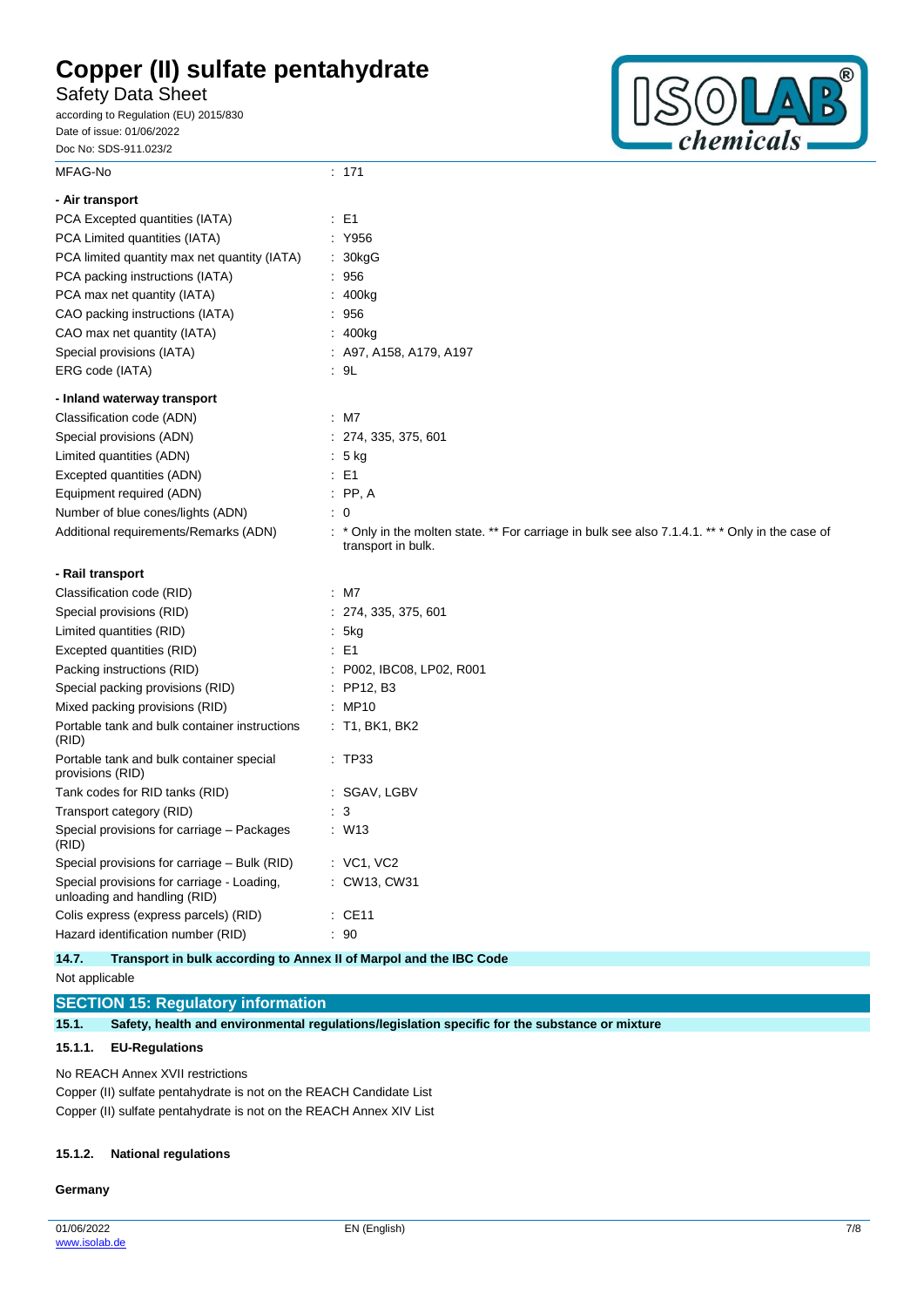| | |
|---|---|
| MFAG-No | : 171 |

**- Air transport**

| | |
|---|---|
| PCA Excepted quantities (IATA) | : E1 |
| PCA Limited quantities (IATA) | : Y956 |
| PCA limited quantity max net quantity (IATA) | : 30kgG |
| PCA packing instructions (IATA) | : 956 |
| PCA max net quantity (IATA) | : 400kg |
| CAO packing instructions (IATA) | : 956 |
| CAO max net quantity (IATA) | : 400kg |
| Special provisions (IATA) | : A97, A158, A179, A197 |
| ERG code (IATA) | : 9L |

**- Inland waterway transport**

| | |
|---|---|
| Classification code (ADN) | : M7 |
| Special provisions (ADN) | : 274, 335, 375, 601 |
| Limited quantities (ADN) | : 5 kg |
| Excepted quantities (ADN) | : E1 |
| Equipment required (ADN) | : PP, A |
| Number of blue cones/lights (ADN) | : 0 |
| Additional requirements/Remarks (ADN) | : * Only in the molten state. ** For carriage in bulk see also 7.1.4.1. ** * Only in the case of transport in bulk. |

**- Rail transport**

| | |
|---|---|
| Classification code (RID) | : M7 |
| Special provisions (RID) | : 274, 335, 375, 601 |
| Limited quantities (RID) | : 5kg |
| Excepted quantities (RID) | : E1 |
| Packing instructions (RID) | : P002, IBC08, LP02, R001 |
| Special packing provisions (RID) | : PP12, B3 |
| Mixed packing provisions (RID) | : MP10 |
| Portable tank and bulk container instructions (RID) | : T1, BK1, BK2 |
| Portable tank and bulk container special provisions (RID) | : TP33 |
| Tank codes for RID tanks (RID) | : SGAV, LGBV |
| Transport category (RID) | : 3 |
| Special provisions for carriage – Packages (RID) | : W13 |
| Special provisions for carriage – Bulk (RID) | : VC1, VC2 |
| Special provisions for carriage - Loading, unloading and handling (RID) | : CW13, CW31 |
| Colis express (express parcels) (RID) | : CE11 |
| Hazard identification number (RID) | : 90 |

### 14.7. Transport in bulk according to Annex II of Marpol and the IBC Code

Not applicable

## SECTION 15: Regulatory information

### 15.1. Safety, health and environmental regulations/legislation specific for the substance or mixture

#### 15.1.1. EU-Regulations

No REACH Annex XVII restrictions

Copper (II) sulfate pentahydrate is not on the REACH Candidate List

Copper (II) sulfate pentahydrate is not on the REACH Annex XIV List

#### 15.1.2. National regulations

**Germany**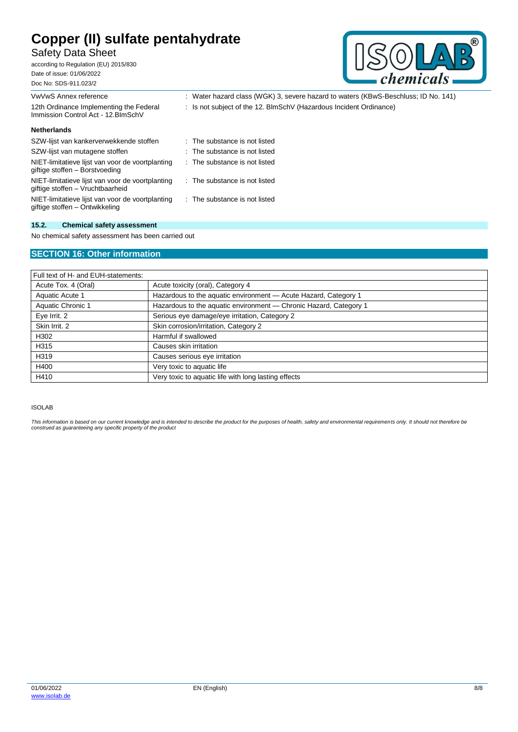| | |
|---|---|
| VwVwS Annex reference | : Water hazard class (WGK) 3, severe hazard to waters (KBwS-Beschluss; ID No. 141) |
| 12th Ordinance Implementing the Federal Immission Control Act - 12.BImSchV | : Is not subject of the 12. BlmSchV (Hazardous Incident Ordinance) |

**Netherlands**

| | |
|---|---|
| SZW-lijst van kankerverwekkende stoffen | : The substance is not listed |
| SZW-lijst van mutagene stoffen | : The substance is not listed |
| NIET-limitatieve lijst van voor de voortplanting giftige stoffen – Borstvoeding | : The substance is not listed |
| NIET-limitatieve lijst van voor de voortplanting giftige stoffen – Vruchtbaarheid | : The substance is not listed |
| NIET-limitatieve lijst van voor de voortplanting giftige stoffen – Ontwikkeling | : The substance is not listed |

### 15.2. Chemical safety assessment

No chemical safety assessment has been carried out

## SECTION 16: Other information

| Full text of H- and EUH-statements: | |
|---|---|
| Acute Tox. 4 (Oral) | Acute toxicity (oral), Category 4 |
| Aquatic Acute 1 | Hazardous to the aquatic environment — Acute Hazard, Category 1 |
| Aquatic Chronic 1 | Hazardous to the aquatic environment — Chronic Hazard, Category 1 |
| Eye Irrit. 2 | Serious eye damage/eye irritation, Category 2 |
| Skin Irrit. 2 | Skin corrosion/irritation, Category 2 |
| H302 | Harmful if swallowed |
| H315 | Causes skin irritation |
| H319 | Causes serious eye irritation |
| H400 | Very toxic to aquatic life |
| H410 | Very toxic to aquatic life with long lasting effects |

ISOLAB

*This information is based on our current knowledge and is intended to describe the product for the purposes of health, safety and environmental requirements only. It should not therefore be construed as guaranteeing any specific property of the product*